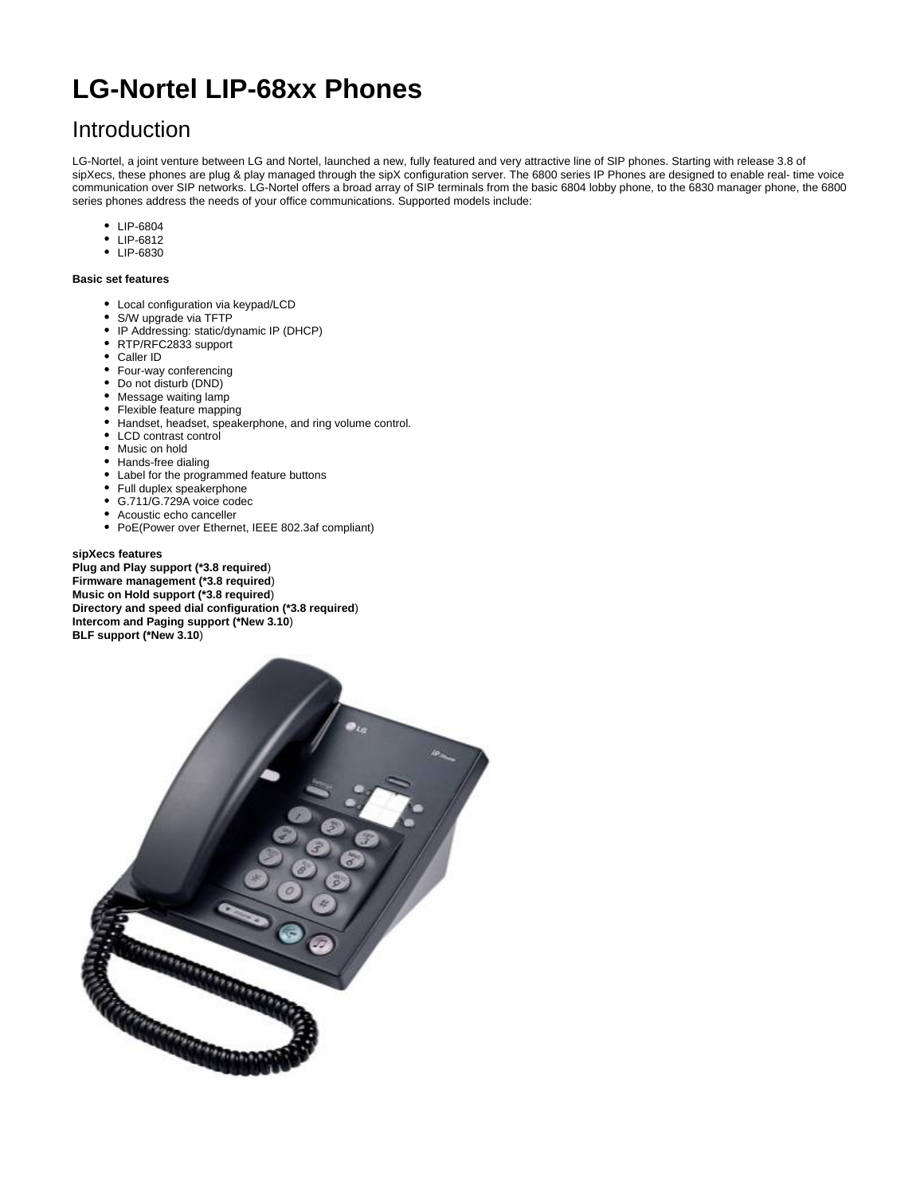# LG-Nortel LIP-68xx Phones

## Introduction

LG-Nortel, a joint venture between LG and Nortel, launched a new, fully featured and very attractive line of SIP phones. Starting with release 3.8 of sipXecs, these phones are plug & play managed through the sipX configuration server. The 6800 series IP Phones are designed to enable real- time voice communication over SIP networks. LG-Nortel offers a broad array of SIP terminals from the basic 6804 lobby phone, to the 6830 manager phone, the 6800 series phones address the needs of your office communications. Supported models include:

- LIP-6804
- LIP-6812
- LIP-6830

**Basic set features**

- Local configuration via keypad/LCD
- S/W upgrade via TFTP
- IP Addressing: static/dynamic IP (DHCP)
- RTP/RFC2833 support
- Caller ID
- Four-way conferencing
- Do not disturb (DND)
- Message waiting lamp
- Flexible feature mapping
- Handset, headset, speakerphone, and ring volume control.
- LCD contrast control
- Music on hold
- Hands-free dialing
- Label for the programmed feature buttons
- Full duplex speakerphone
- G.711/G.729A voice codec
- Acoustic echo canceller
- PoE(Power over Ethernet, IEEE 802.3af compliant)

**sipXecs features**
**Plug and Play support (*3.8 required**)
**Firmware management (*3.8 required**)
**Music on Hold support (*3.8 required**)
**Directory and speed dial configuration (*3.8 required**)
**Intercom and Paging support (*New 3.10**)
**BLF support (*New 3.10**)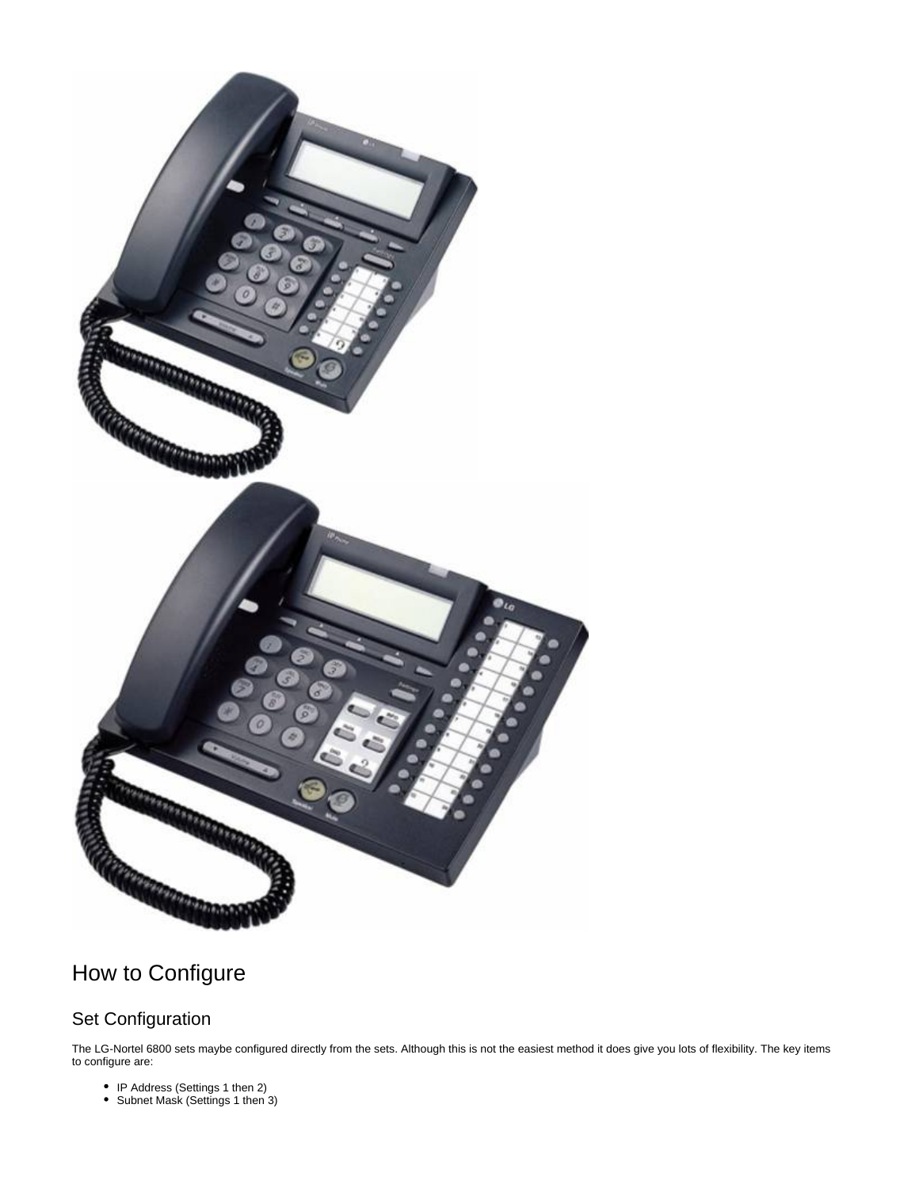# How to Configure

## Set Configuration

The LG-Nortel 6800 sets maybe configured directly from the sets. Although this is not the easiest method it does give you lots of flexibility. The key items to configure are:

- IP Address (Settings 1 then 2)
- Subnet Mask (Settings 1 then 3)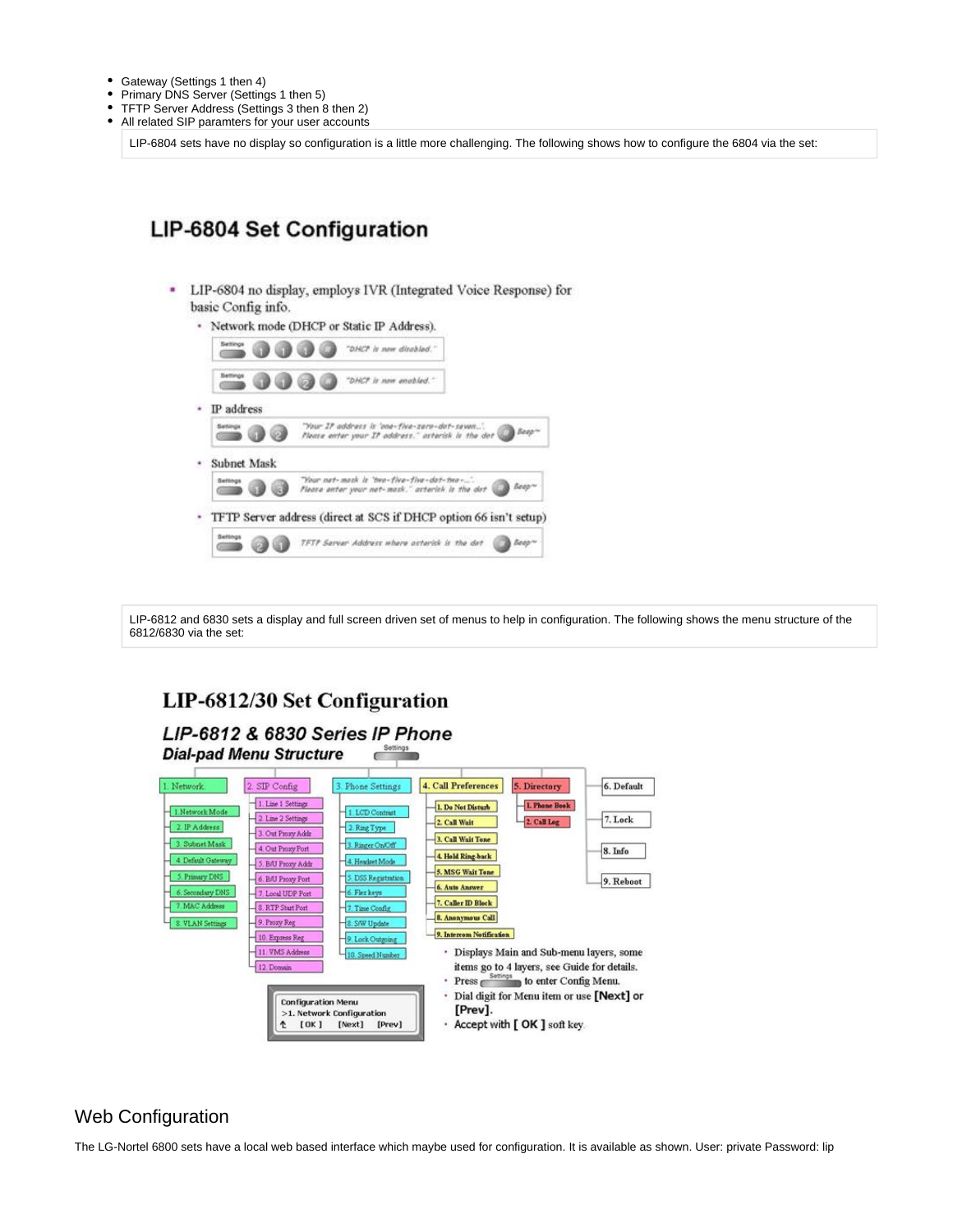- Gateway (Settings 1 then 4)
- Primary DNS Server (Settings 1 then 5)
- TFTP Server Address (Settings 3 then 8 then 2)
- All related SIP paramters for your user accounts

LIP-6804 sets have no display so configuration is a little more challenging. The following shows how to configure the 6804 via the set:

## LIP-6804 Set Configuration

- LIP-6804 no display, employs IVR (Integrated Voice Response) for basic Config info.
  - Network mode (DHCP or Static IP Address).
    - Settings 1 1 1 # "DHCP is now disabled."
    - Settings 1 1 2 # "DHCP is now enabled."
  - IP address
    - Settings 1 2 "Your IP address is 'one-five-zero-dot-seven...'. Please enter your IP address." asterisk is the dot # Beep~
  - Subnet Mask
    - Settings 1 3 "Your net-mask is 'two-five-five-dot-two-...'. Please enter your net-mask." asterisk is the dot # Beep~
  - TFTP Server address (direct at SCS if DHCP option 66 isn't setup)
    - Settings 2 1 TFTP Server Address where asterisk is the dot # Beep~

LIP-6812 and 6830 sets a display and full screen driven set of menus to help in configuration. The following shows the menu structure of the 6812/6830 via the set:

## LIP-6812/30 Set Configuration

### LIP-6812 & 6830 Series IP Phone

**Dial-pad Menu Structure** (Settings)

- 1. Network
  - 1. Network Mode
  - 2. IP Address
  - 3. Subnet Mask
  - 4. Default Gateway
  - 5. Primary DNS
  - 6. Secondary DNS
  - 7. MAC Address
  - 8. VLAN Settings
- 2. SIP Config
  - 1. Line 1 Settings
  - 2. Line 2 Settings
  - 3. Out Proxy Addr
  - 4. Out Proxy Port
  - 5. B/U Proxy Addr
  - 6. B/U Proxy Port
  - 7. Local UDP Port
  - 8. RTP Start Port
  - 9. Proxy Reg
  - 10. Express Reg
  - 11. VMS Address
  - 12. Domain
- 3. Phone Settings
  - 1. LCD Contrast
  - 2. Ring Type
  - 3. Ringer On/Off
  - 4. Headset Mode
  - 5. DSS Registration
  - 6. Flex keys
  - 7. Time Config
  - 8. S/W Update
  - 9. Lock Outgoing
  - 10. Speed Number
- 4. Call Preferences
  - 1. Do Not Disturb
  - 2. Call Wait
  - 3. Call Wait Tone
  - 4. Hold Ring-back
  - 5. MSG Wait Tone
  - 6. Auto Answer
  - 7. Caller ID Block
  - 8. Anonymous Call
  - 9. Intercom Notification
- 5. Directory
  - 1. Phone Book
  - 2. Call Log
- 6. Default
- 7. Lock
- 8. Info
- 9. Reboot

```
Configuration Menu
>1. Network Configuration
↑   [OK]   [Next]   [Prev]
```

- Displays Main and Sub-menu layers, some items go to 4 layers, see Guide for details.
- Press Settings to enter Config Menu.
- Dial digit for Menu item or use **[Next]** or **[Prev]**.
- Accept with **[ OK ]** soft key.

# Web Configuration

The LG-Nortel 6800 sets have a local web based interface which maybe used for configuration. It is available as shown. User: private Password: lip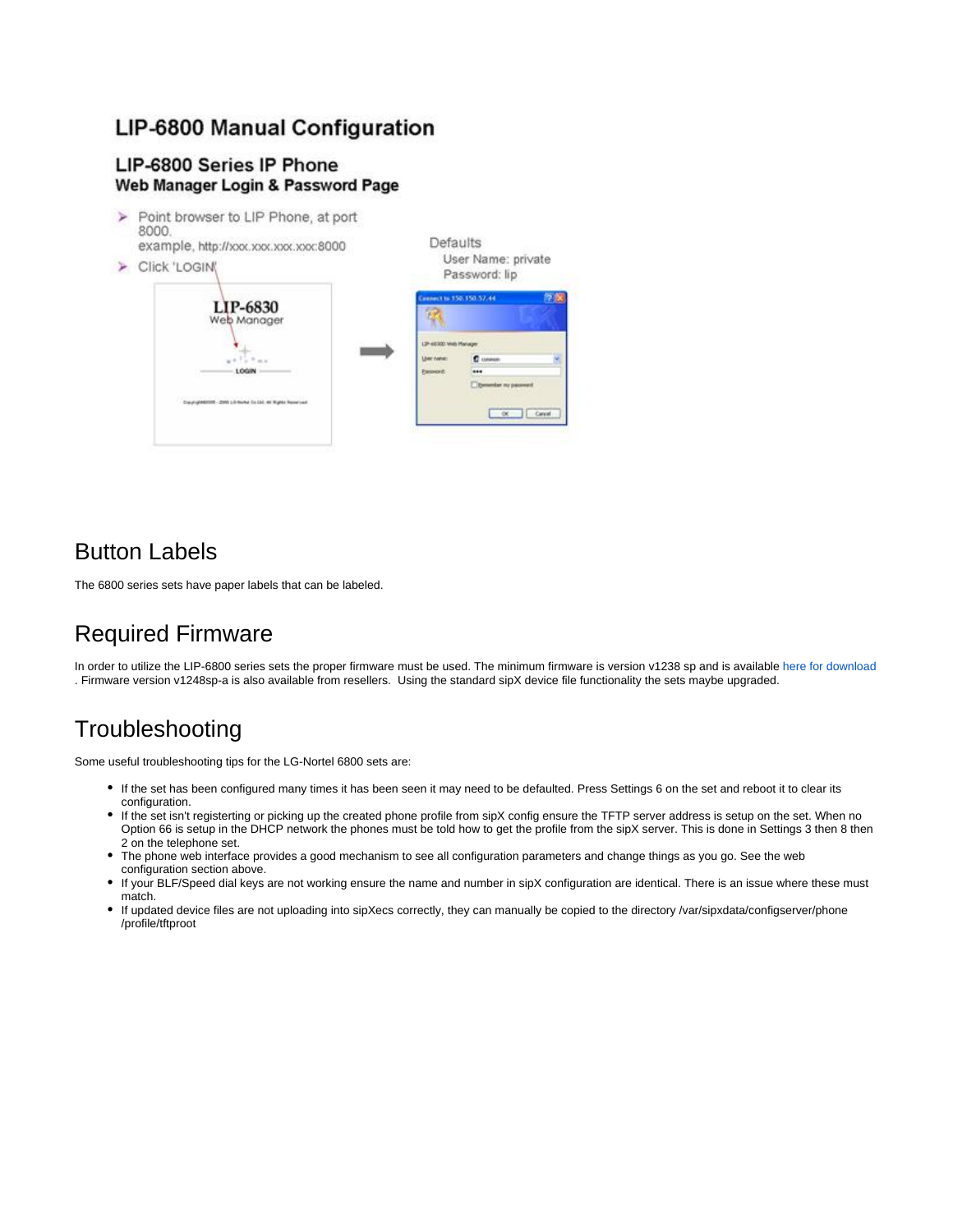# LIP-6800 Manual Configuration

## LIP-6800 Series IP Phone
### Web Manager Login & Password Page

- Point browser to LIP Phone, at port 8000.
  example, http://xxx.xxx.xxx.xxx:8000
- Click 'LOGIN'

Defaults
User Name: private
Password: lip

## Button Labels

The 6800 series sets have paper labels that can be labeled.

## Required Firmware

In order to utilize the LIP-6800 series sets the proper firmware must be used. The minimum firmware is version v1238 sp and is available here for download . Firmware version v1248sp-a is also available from resellers. Using the standard sipX device file functionality the sets maybe upgraded.

## Troubleshooting

Some useful troubleshooting tips for the LG-Nortel 6800 sets are:

- If the set has been configured many times it has been seen it may need to be defaulted. Press Settings 6 on the set and reboot it to clear its configuration.
- If the set isn't registerting or picking up the created phone profile from sipX config ensure the TFTP server address is setup on the set. When no Option 66 is setup in the DHCP network the phones must be told how to get the profile from the sipX server. This is done in Settings 3 then 8 then 2 on the telephone set.
- The phone web interface provides a good mechanism to see all configuration parameters and change things as you go. See the web configuration section above.
- If your BLF/Speed dial keys are not working ensure the name and number in sipX configuration are identical. There is an issue where these must match.
- If updated device files are not uploading into sipXecs correctly, they can manually be copied to the directory /var/sipxdata/configserver/phone/profile/tftproot